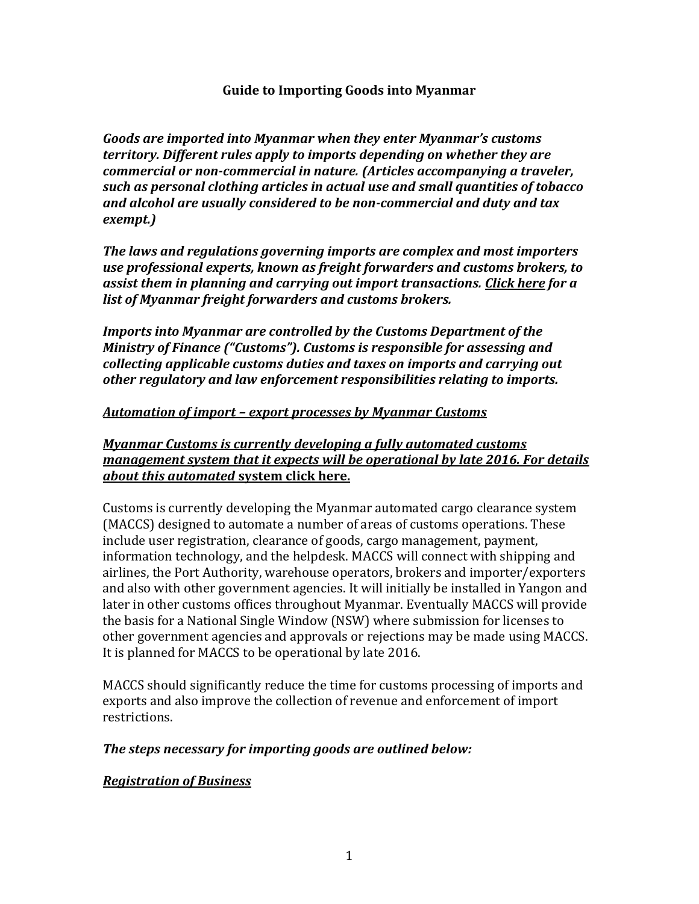# Guide to Importing Goods into Myanmar

***Goods are imported into Myanmar when they enter Myanmar's customs territory. Different rules apply to imports depending on whether they are commercial or non-commercial in nature. (Articles accompanying a traveler, such as personal clothing articles in actual use and small quantities of tobacco and alcohol are usually considered to be non-commercial and duty and tax exempt.)***

***The laws and regulations governing imports are complex and most importers use professional experts, known as freight forwarders and customs brokers, to assist them in planning and carrying out import transactions. Click here for a list of Myanmar freight forwarders and customs brokers.***

***Imports into Myanmar are controlled by the Customs Department of the Ministry of Finance ("Customs"). Customs is responsible for assessing and collecting applicable customs duties and taxes on imports and carrying out other regulatory and law enforcement responsibilities relating to imports.***

***Automation of import – export processes by Myanmar Customs***

***Myanmar Customs is currently developing a fully automated customs management system that it expects will be operational by late 2016. For details about this automated*** **system click here.**

Customs is currently developing the Myanmar automated cargo clearance system (MACCS) designed to automate a number of areas of customs operations. These include user registration, clearance of goods, cargo management, payment, information technology, and the helpdesk. MACCS will connect with shipping and airlines, the Port Authority, warehouse operators, brokers and importer/exporters and also with other government agencies. It will initially be installed in Yangon and later in other customs offices throughout Myanmar. Eventually MACCS will provide the basis for a National Single Window (NSW) where submission for licenses to other government agencies and approvals or rejections may be made using MACCS. It is planned for MACCS to be operational by late 2016.

MACCS should significantly reduce the time for customs processing of imports and exports and also improve the collection of revenue and enforcement of import restrictions.

***The steps necessary for importing goods are outlined below:***

***Registration of Business***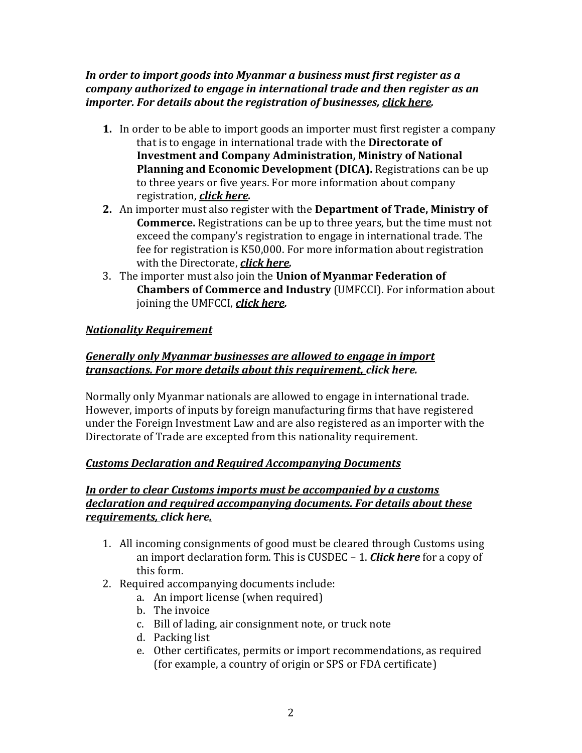***In order to import goods into Myanmar a business must first register as a company authorized to engage in international trade and then register as an importer. For details about the registration of businesses, click here.***

1. In order to be able to import goods an importer must first register a company that is to engage in international trade with the **Directorate of Investment and Company Administration, Ministry of National Planning and Economic Development (DICA).** Registrations can be up to three years or five years. For more information about company registration, ***click here.***
2. An importer must also register with the **Department of Trade, Ministry of Commerce.** Registrations can be up to three years, but the time must not exceed the company's registration to engage in international trade. The fee for registration is K50,000. For more information about registration with the Directorate, ***click here.***
3. The importer must also join the **Union of Myanmar Federation of Chambers of Commerce and Industry** (UMFCCI). For information about joining the UMFCCI, ***click here.***

***Nationality Requirement***

***Generally only Myanmar businesses are allowed to engage in import transactions. For more details about this requirement, click here.***

Normally only Myanmar nationals are allowed to engage in international trade. However, imports of inputs by foreign manufacturing firms that have registered under the Foreign Investment Law and are also registered as an importer with the Directorate of Trade are excepted from this nationality requirement.

***Customs Declaration and Required Accompanying Documents***

***In order to clear Customs imports must be accompanied by a customs declaration and required accompanying documents. For details about these requirements, click here.***

1. All incoming consignments of good must be cleared through Customs using an import declaration form. This is CUSDEC – 1. ***Click here*** for a copy of this form.
2. Required accompanying documents include:
   a. An import license (when required)
   b. The invoice
   c. Bill of lading, air consignment note, or truck note
   d. Packing list
   e. Other certificates, permits or import recommendations, as required (for example, a country of origin or SPS or FDA certificate)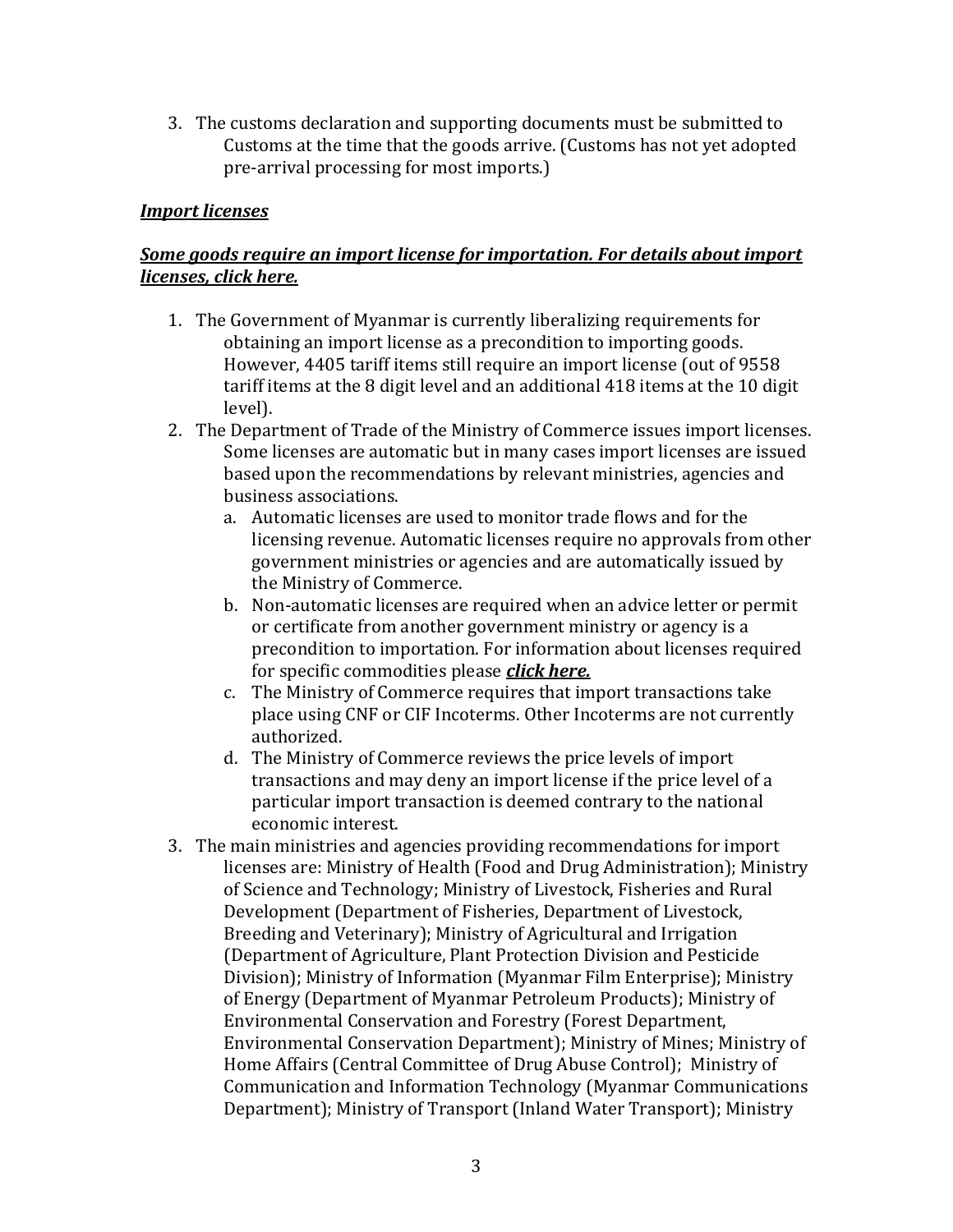3. The customs declaration and supporting documents must be submitted to Customs at the time that the goods arrive. (Customs has not yet adopted pre-arrival processing for most imports.)

***Import licenses***

***Some goods require an import license for importation. For details about import licenses, click here.***

1. The Government of Myanmar is currently liberalizing requirements for obtaining an import license as a precondition to importing goods. However, 4405 tariff items still require an import license (out of 9558 tariff items at the 8 digit level and an additional 418 items at the 10 digit level).
2. The Department of Trade of the Ministry of Commerce issues import licenses. Some licenses are automatic but in many cases import licenses are issued based upon the recommendations by relevant ministries, agencies and business associations.
   a. Automatic licenses are used to monitor trade flows and for the licensing revenue. Automatic licenses require no approvals from other government ministries or agencies and are automatically issued by the Ministry of Commerce.
   b. Non-automatic licenses are required when an advice letter or permit or certificate from another government ministry or agency is a precondition to importation. For information about licenses required for specific commodities please ***click here.***
   c. The Ministry of Commerce requires that import transactions take place using CNF or CIF Incoterms. Other Incoterms are not currently authorized.
   d. The Ministry of Commerce reviews the price levels of import transactions and may deny an import license if the price level of a particular import transaction is deemed contrary to the national economic interest.
3. The main ministries and agencies providing recommendations for import licenses are: Ministry of Health (Food and Drug Administration); Ministry of Science and Technology; Ministry of Livestock, Fisheries and Rural Development (Department of Fisheries, Department of Livestock, Breeding and Veterinary); Ministry of Agricultural and Irrigation (Department of Agriculture, Plant Protection Division and Pesticide Division); Ministry of Information (Myanmar Film Enterprise); Ministry of Energy (Department of Myanmar Petroleum Products); Ministry of Environmental Conservation and Forestry (Forest Department, Environmental Conservation Department); Ministry of Mines; Ministry of Home Affairs (Central Committee of Drug Abuse Control); Ministry of Communication and Information Technology (Myanmar Communications Department); Ministry of Transport (Inland Water Transport); Ministry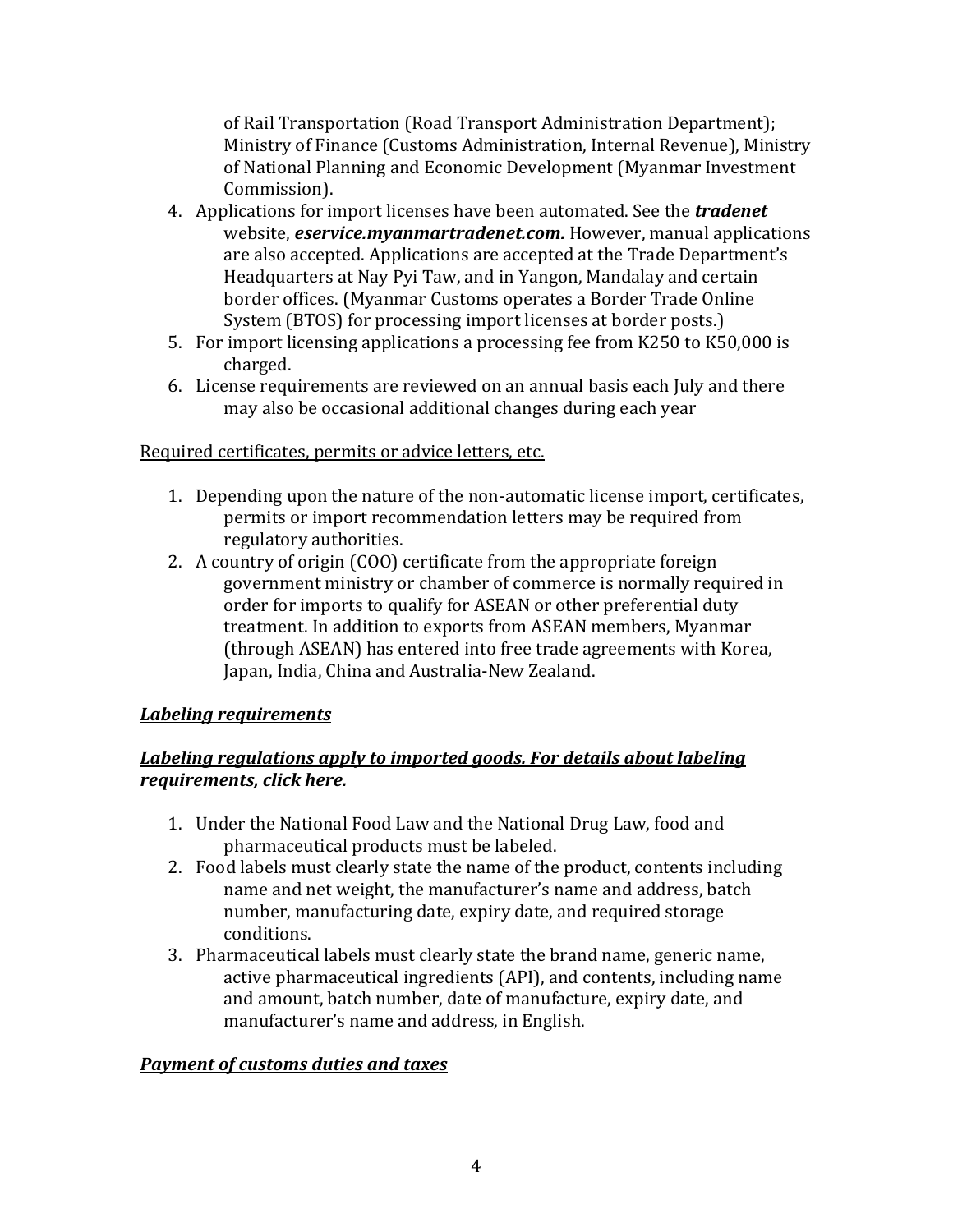of Rail Transportation (Road Transport Administration Department); Ministry of Finance (Customs Administration, Internal Revenue), Ministry of National Planning and Economic Development (Myanmar Investment Commission).

4. Applications for import licenses have been automated. See the ***tradenet*** website, ***eservice.myanmartradenet.com.*** However, manual applications are also accepted. Applications are accepted at the Trade Department's Headquarters at Nay Pyi Taw, and in Yangon, Mandalay and certain border offices. (Myanmar Customs operates a Border Trade Online System (BTOS) for processing import licenses at border posts.)
5. For import licensing applications a processing fee from K250 to K50,000 is charged.
6. License requirements are reviewed on an annual basis each July and there may also be occasional additional changes during each year

<u>Required certificates, permits or advice letters, etc.</u>

1. Depending upon the nature of the non-automatic license import, certificates, permits or import recommendation letters may be required from regulatory authorities.
2. A country of origin (COO) certificate from the appropriate foreign government ministry or chamber of commerce is normally required in order for imports to qualify for ASEAN or other preferential duty treatment. In addition to exports from ASEAN members, Myanmar (through ASEAN) has entered into free trade agreements with Korea, Japan, India, China and Australia-New Zealand.

***<u>Labeling requirements</u>***

***<u>Labeling regulations apply to imported goods. For details about labeling requirements, click here.</u>***

1. Under the National Food Law and the National Drug Law, food and pharmaceutical products must be labeled.
2. Food labels must clearly state the name of the product, contents including name and net weight, the manufacturer's name and address, batch number, manufacturing date, expiry date, and required storage conditions.
3. Pharmaceutical labels must clearly state the brand name, generic name, active pharmaceutical ingredients (API), and contents, including name and amount, batch number, date of manufacture, expiry date, and manufacturer's name and address, in English.

***<u>Payment of customs duties and taxes</u>***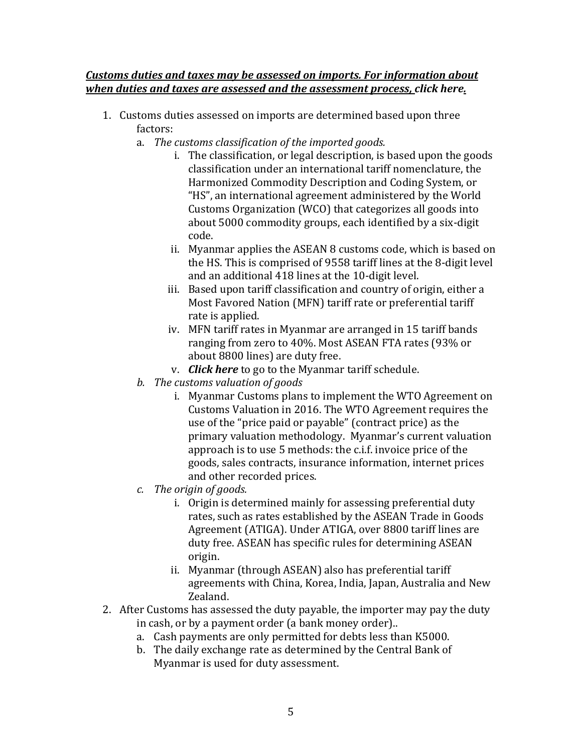***<u>Customs duties and taxes may be assessed on imports. For information about when duties and taxes are assessed and the assessment process, click here.</u>***

1. Customs duties assessed on imports are determined based upon three factors:
   a. *The customs classification of the imported goods.*
      i. The classification, or legal description, is based upon the goods classification under an international tariff nomenclature, the Harmonized Commodity Description and Coding System, or "HS", an international agreement administered by the World Customs Organization (WCO) that categorizes all goods into about 5000 commodity groups, each identified by a six-digit code.
      ii. Myanmar applies the ASEAN 8 customs code, which is based on the HS. This is comprised of 9558 tariff lines at the 8-digit level and an additional 418 lines at the 10-digit level.
      iii. Based upon tariff classification and country of origin, either a Most Favored Nation (MFN) tariff rate or preferential tariff rate is applied.
      iv. MFN tariff rates in Myanmar are arranged in 15 tariff bands ranging from zero to 40%. Most ASEAN FTA rates (93% or about 8800 lines) are duty free.
      v. ***Click here*** to go to the Myanmar tariff schedule.
   b. *The customs valuation of goods*
      i. Myanmar Customs plans to implement the WTO Agreement on Customs Valuation in 2016. The WTO Agreement requires the use of the "price paid or payable" (contract price) as the primary valuation methodology. Myanmar's current valuation approach is to use 5 methods: the c.i.f. invoice price of the goods, sales contracts, insurance information, internet prices and other recorded prices.
   c. *The origin of goods.*
      i. Origin is determined mainly for assessing preferential duty rates, such as rates established by the ASEAN Trade in Goods Agreement (ATIGA). Under ATIGA, over 8800 tariff lines are duty free. ASEAN has specific rules for determining ASEAN origin.
      ii. Myanmar (through ASEAN) also has preferential tariff agreements with China, Korea, India, Japan, Australia and New Zealand.
2. After Customs has assessed the duty payable, the importer may pay the duty in cash, or by a payment order (a bank money order)..
   a. Cash payments are only permitted for debts less than K5000.
   b. The daily exchange rate as determined by the Central Bank of Myanmar is used for duty assessment.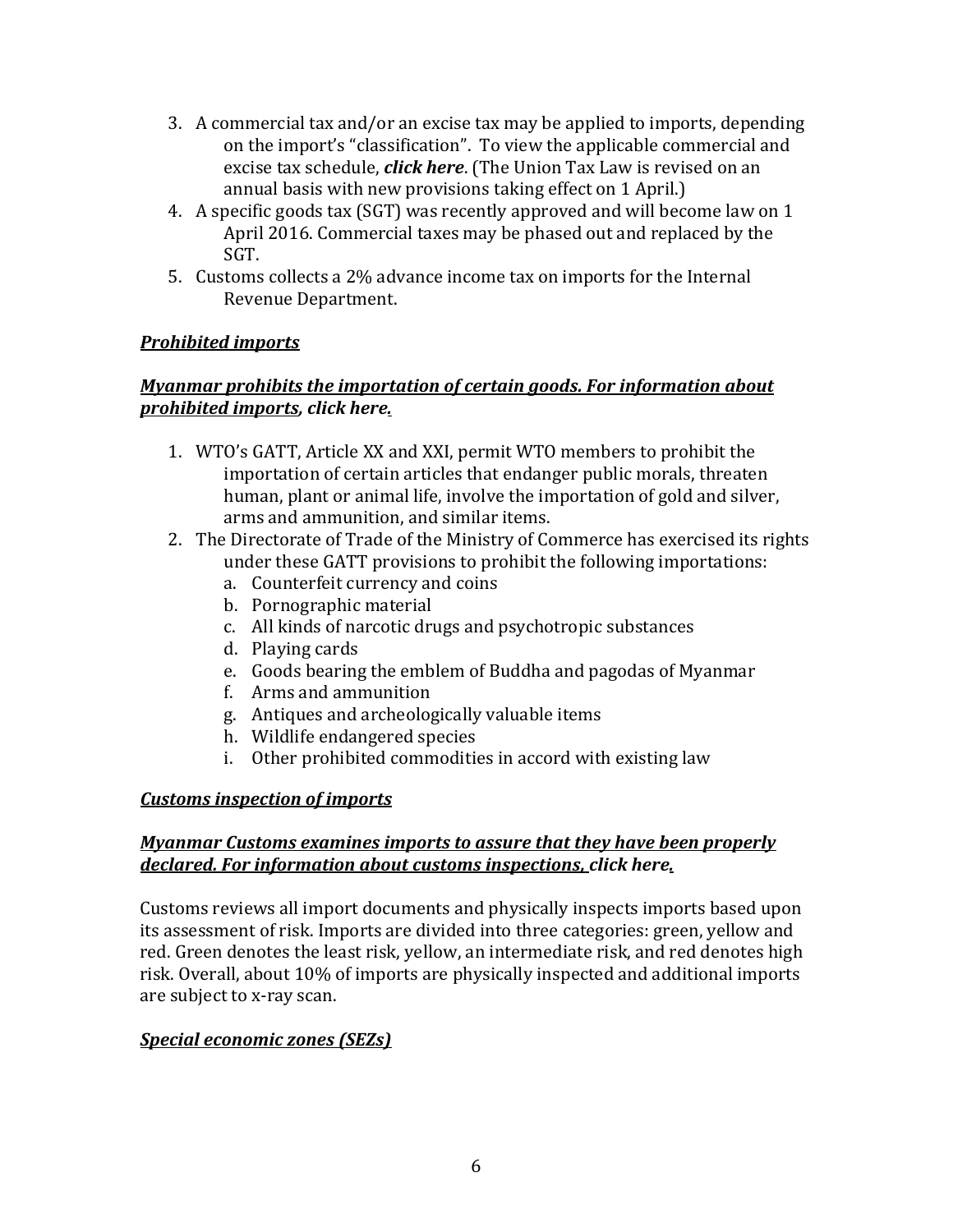3. A commercial tax and/or an excise tax may be applied to imports, depending on the import's "classification". To view the applicable commercial and excise tax schedule, ***click here***. (The Union Tax Law is revised on an annual basis with new provisions taking effect on 1 April.)
4. A specific goods tax (SGT) was recently approved and will become law on 1 April 2016. Commercial taxes may be phased out and replaced by the SGT.
5. Customs collects a 2% advance income tax on imports for the Internal Revenue Department.

***Prohibited imports***

***Myanmar prohibits the importation of certain goods. For information about prohibited imports, click here.***

1. WTO's GATT, Article XX and XXI, permit WTO members to prohibit the importation of certain articles that endanger public morals, threaten human, plant or animal life, involve the importation of gold and silver, arms and ammunition, and similar items.
2. The Directorate of Trade of the Ministry of Commerce has exercised its rights under these GATT provisions to prohibit the following importations:
   a. Counterfeit currency and coins
   b. Pornographic material
   c. All kinds of narcotic drugs and psychotropic substances
   d. Playing cards
   e. Goods bearing the emblem of Buddha and pagodas of Myanmar
   f. Arms and ammunition
   g. Antiques and archeologically valuable items
   h. Wildlife endangered species
   i. Other prohibited commodities in accord with existing law

***Customs inspection of imports***

***Myanmar Customs examines imports to assure that they have been properly declared. For information about customs inspections, click here.***

Customs reviews all import documents and physically inspects imports based upon its assessment of risk. Imports are divided into three categories: green, yellow and red. Green denotes the least risk, yellow, an intermediate risk, and red denotes high risk. Overall, about 10% of imports are physically inspected and additional imports are subject to x-ray scan.

***Special economic zones (SEZs)***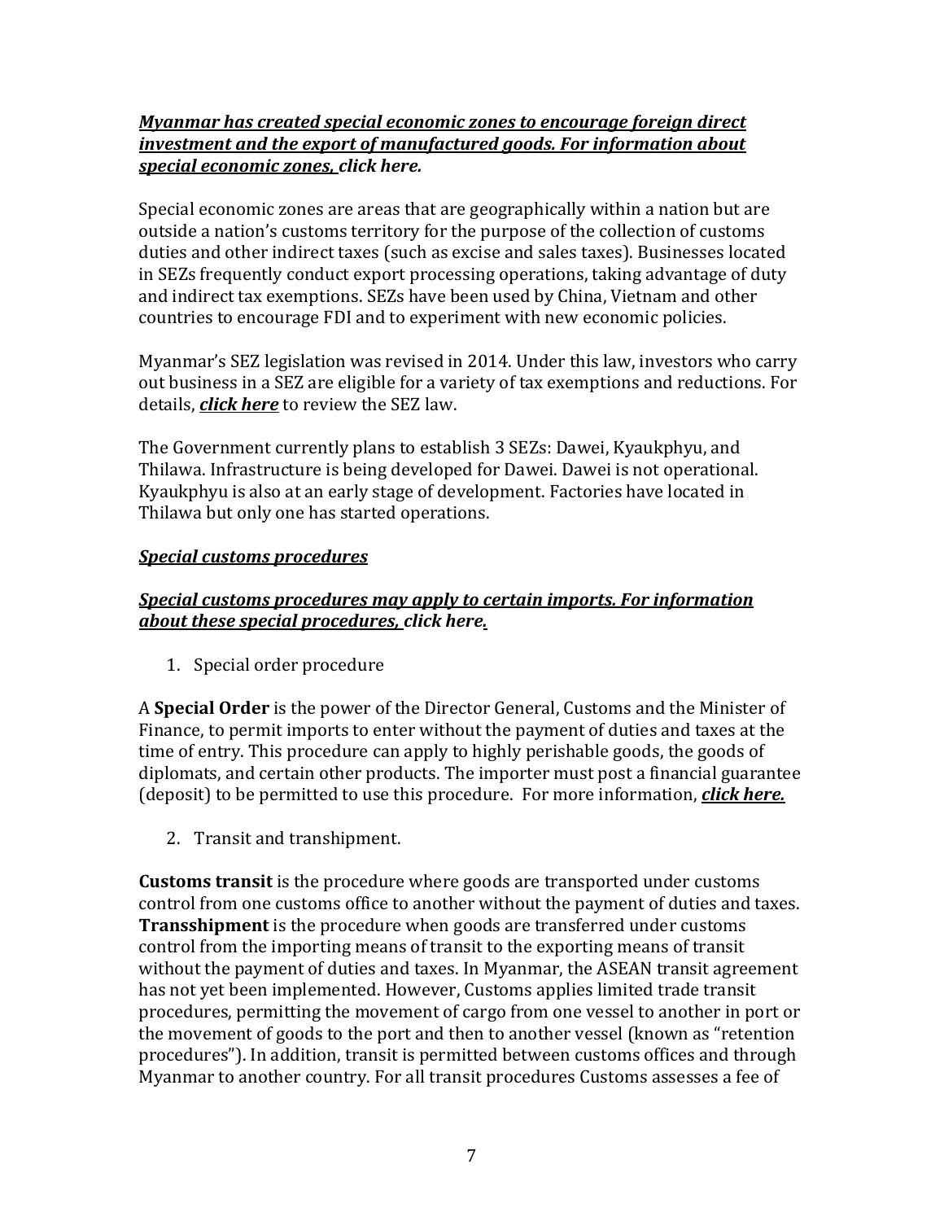***Myanmar has created special economic zones to encourage foreign direct investment and the export of manufactured goods. For information about special economic zones, click here.***

Special economic zones are areas that are geographically within a nation but are outside a nation's customs territory for the purpose of the collection of customs duties and other indirect taxes (such as excise and sales taxes). Businesses located in SEZs frequently conduct export processing operations, taking advantage of duty and indirect tax exemptions. SEZs have been used by China, Vietnam and other countries to encourage FDI and to experiment with new economic policies.

Myanmar's SEZ legislation was revised in 2014. Under this law, investors who carry out business in a SEZ are eligible for a variety of tax exemptions and reductions. For details, ***click here*** to review the SEZ law.

The Government currently plans to establish 3 SEZs: Dawei, Kyaukphyu, and Thilawa. Infrastructure is being developed for Dawei. Dawei is not operational. Kyaukphyu is also at an early stage of development. Factories have located in Thilawa but only one has started operations.

***Special customs procedures***

***Special customs procedures may apply to certain imports. For information about these special procedures, click here.***

1. Special order procedure

A **Special Order** is the power of the Director General, Customs and the Minister of Finance, to permit imports to enter without the payment of duties and taxes at the time of entry. This procedure can apply to highly perishable goods, the goods of diplomats, and certain other products. The importer must post a financial guarantee (deposit) to be permitted to use this procedure. For more information, ***click here.***

2. Transit and transhipment.

**Customs transit** is the procedure where goods are transported under customs control from one customs office to another without the payment of duties and taxes. **Transshipment** is the procedure when goods are transferred under customs control from the importing means of transit to the exporting means of transit without the payment of duties and taxes. In Myanmar, the ASEAN transit agreement has not yet been implemented. However, Customs applies limited trade transit procedures, permitting the movement of cargo from one vessel to another in port or the movement of goods to the port and then to another vessel (known as "retention procedures"). In addition, transit is permitted between customs offices and through Myanmar to another country. For all transit procedures Customs assesses a fee of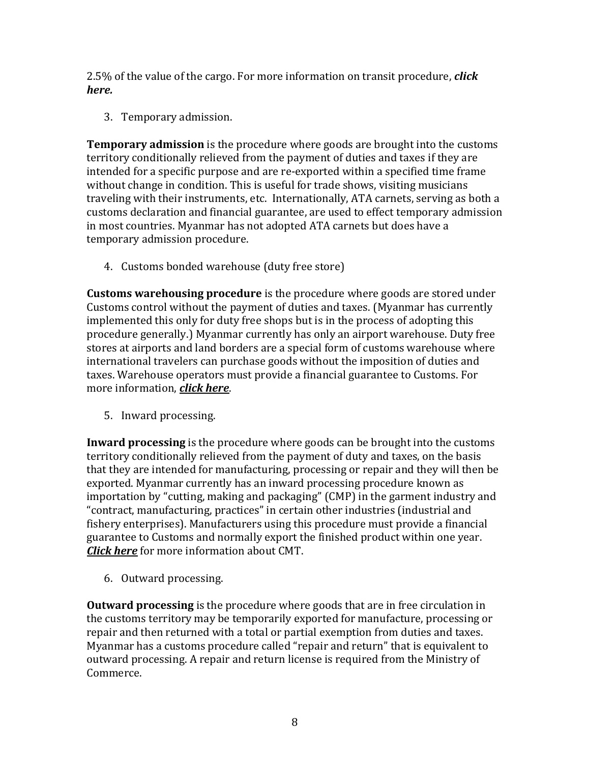2.5% of the value of the cargo. For more information on transit procedure, ***click here.***

3. Temporary admission.

**Temporary admission** is the procedure where goods are brought into the customs territory conditionally relieved from the payment of duties and taxes if they are intended for a specific purpose and are re-exported within a specified time frame without change in condition. This is useful for trade shows, visiting musicians traveling with their instruments, etc. Internationally, ATA carnets, serving as both a customs declaration and financial guarantee, are used to effect temporary admission in most countries. Myanmar has not adopted ATA carnets but does have a temporary admission procedure.

4. Customs bonded warehouse (duty free store)

**Customs warehousing procedure** is the procedure where goods are stored under Customs control without the payment of duties and taxes. (Myanmar has currently implemented this only for duty free shops but is in the process of adopting this procedure generally.) Myanmar currently has only an airport warehouse. Duty free stores at airports and land borders are a special form of customs warehouse where international travelers can purchase goods without the imposition of duties and taxes. Warehouse operators must provide a financial guarantee to Customs. For more information, ***click here***.

5. Inward processing.

**Inward processing** is the procedure where goods can be brought into the customs territory conditionally relieved from the payment of duty and taxes, on the basis that they are intended for manufacturing, processing or repair and they will then be exported. Myanmar currently has an inward processing procedure known as importation by "cutting, making and packaging" (CMP) in the garment industry and "contract, manufacturing, practices" in certain other industries (industrial and fishery enterprises). Manufacturers using this procedure must provide a financial guarantee to Customs and normally export the finished product within one year. ***Click here*** for more information about CMT.

6. Outward processing.

**Outward processing** is the procedure where goods that are in free circulation in the customs territory may be temporarily exported for manufacture, processing or repair and then returned with a total or partial exemption from duties and taxes. Myanmar has a customs procedure called "repair and return" that is equivalent to outward processing. A repair and return license is required from the Ministry of Commerce.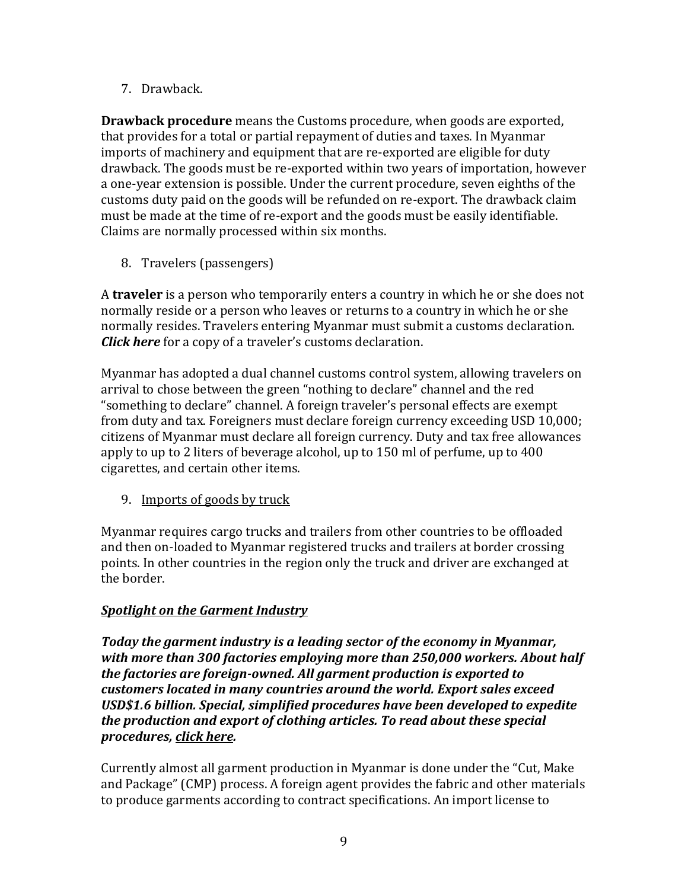7. Drawback.

**Drawback procedure** means the Customs procedure, when goods are exported, that provides for a total or partial repayment of duties and taxes. In Myanmar imports of machinery and equipment that are re-exported are eligible for duty drawback. The goods must be re-exported within two years of importation, however a one-year extension is possible. Under the current procedure, seven eighths of the customs duty paid on the goods will be refunded on re-export. The drawback claim must be made at the time of re-export and the goods must be easily identifiable. Claims are normally processed within six months.

8. Travelers (passengers)

A **traveler** is a person who temporarily enters a country in which he or she does not normally reside or a person who leaves or returns to a country in which he or she normally resides. Travelers entering Myanmar must submit a customs declaration. ***Click here*** for a copy of a traveler's customs declaration.

Myanmar has adopted a dual channel customs control system, allowing travelers on arrival to chose between the green "nothing to declare" channel and the red "something to declare" channel. A foreign traveler's personal effects are exempt from duty and tax. Foreigners must declare foreign currency exceeding USD 10,000; citizens of Myanmar must declare all foreign currency. Duty and tax free allowances apply to up to 2 liters of beverage alcohol, up to 150 ml of perfume, up to 400 cigarettes, and certain other items.

9. <u>Imports of goods by truck</u>

Myanmar requires cargo trucks and trailers from other countries to be offloaded and then on-loaded to Myanmar registered trucks and trailers at border crossing points. In other countries in the region only the truck and driver are exchanged at the border.

***<u>Spotlight on the Garment Industry</u>***

***Today the garment industry is a leading sector of the economy in Myanmar, with more than 300 factories employing more than 250,000 workers. About half the factories are foreign-owned. All garment production is exported to customers located in many countries around the world. Export sales exceed USD$1.6 billion. Special, simplified procedures have been developed to expedite the production and export of clothing articles. To read about these special procedures, <u>click here</u>.***

Currently almost all garment production in Myanmar is done under the "Cut, Make and Package" (CMP) process. A foreign agent provides the fabric and other materials to produce garments according to contract specifications. An import license to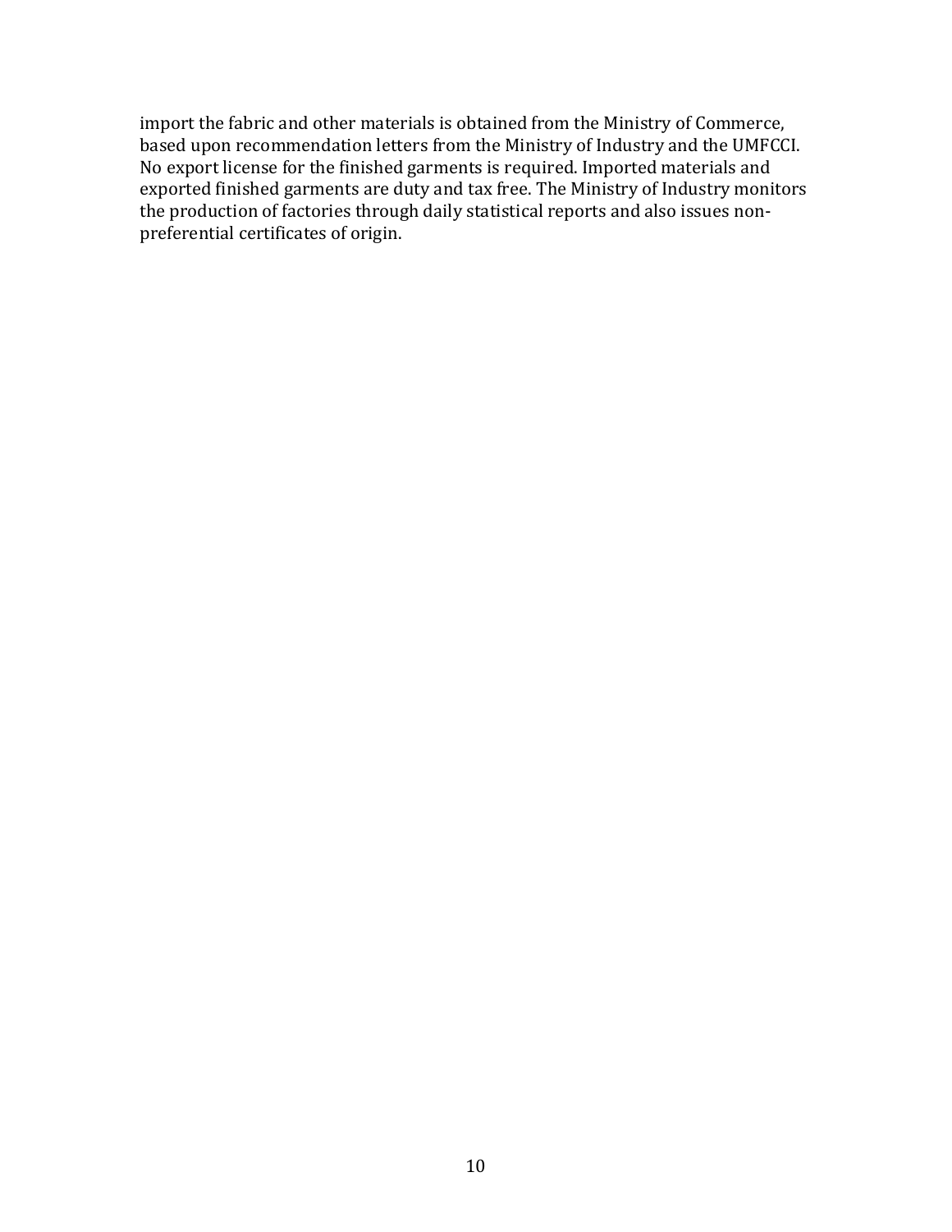import the fabric and other materials is obtained from the Ministry of Commerce, based upon recommendation letters from the Ministry of Industry and the UMFCCI. No export license for the finished garments is required. Imported materials and exported finished garments are duty and tax free. The Ministry of Industry monitors the production of factories through daily statistical reports and also issues non-preferential certificates of origin.